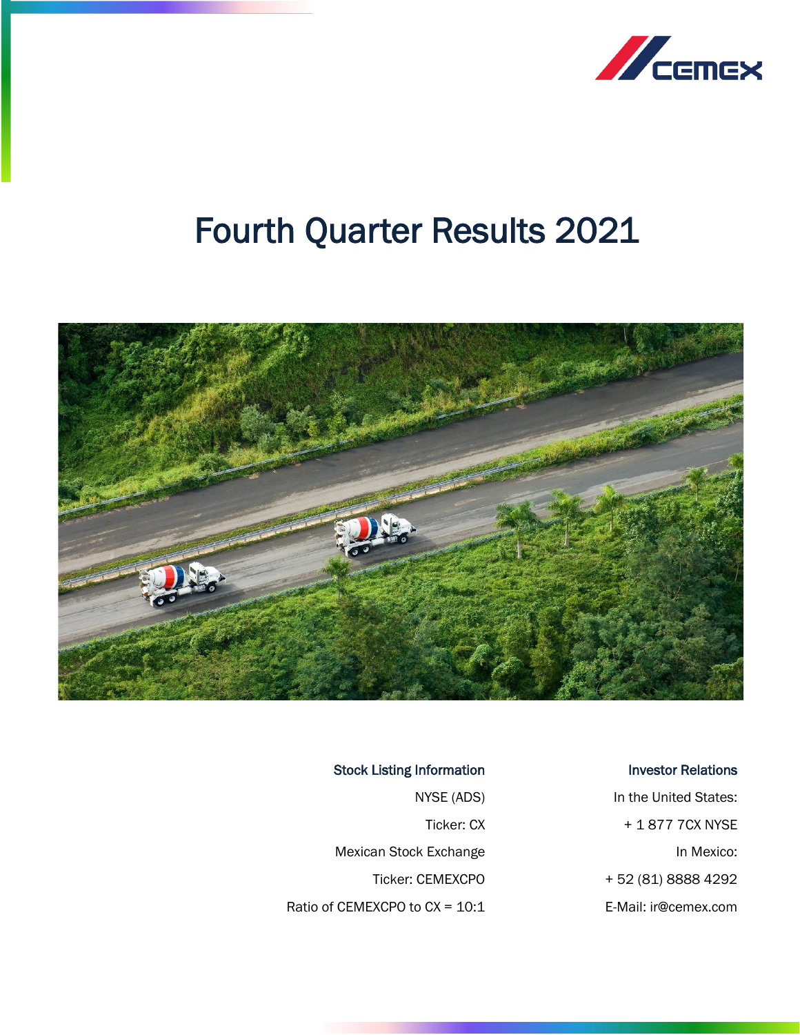# Fourth Quarter Results 2021

**Stock Listing Information**

NYSE (ADS)

Ticker: CX

Mexican Stock Exchange

Ticker: CEMEXCPO

Ratio of CEMEXCPO to CX = 10:1

**Investor Relations**

In the United States:

+ 1 877 7CX NYSE

In Mexico:

+ 52 (81) 8888 4292

E-Mail: ir@cemex.com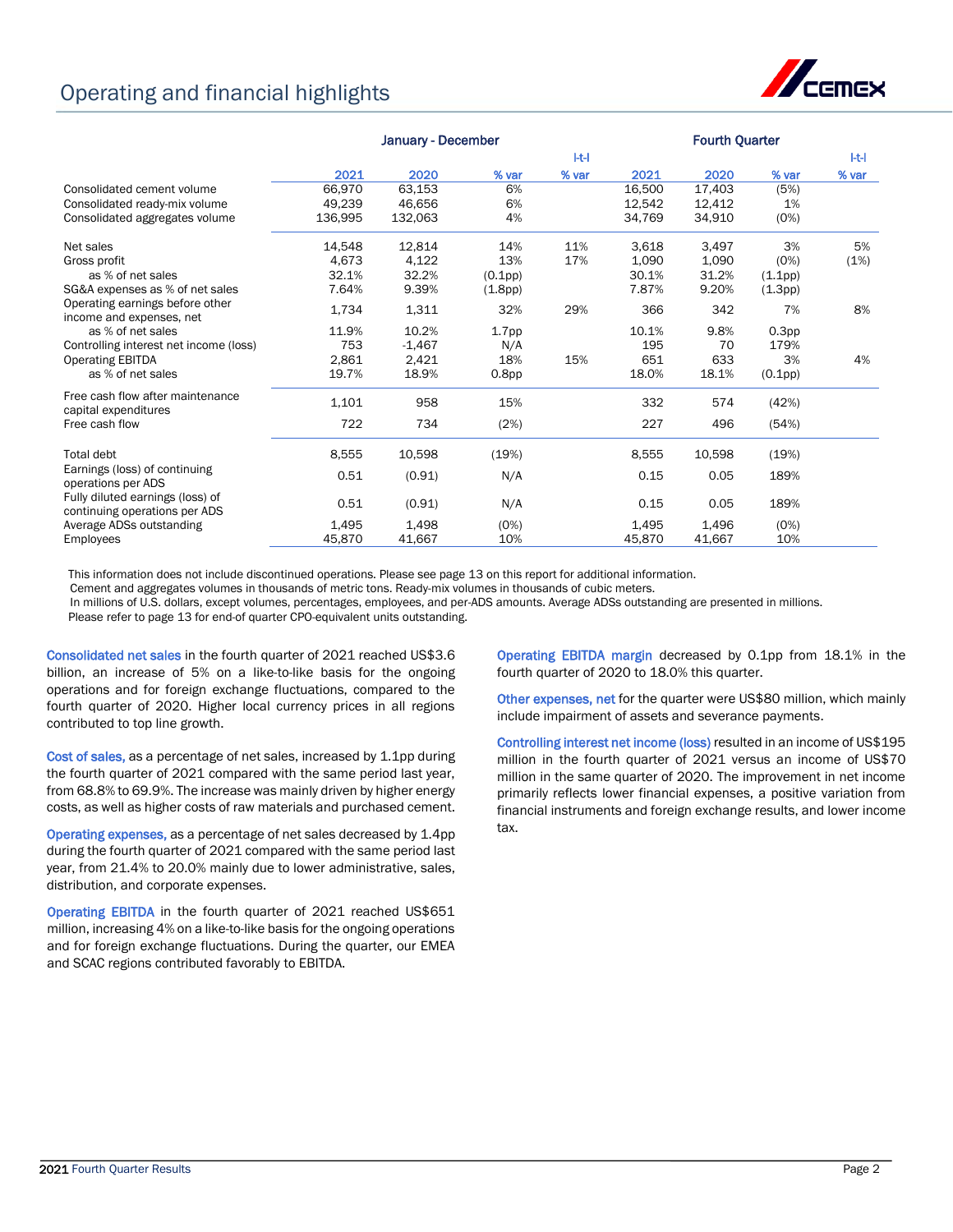# Operating and financial highlights

| | January - December | | | | Fourth Quarter | | | |
|---|---|---|---|---|---|---|---|---|
| | | | | l-t-l | | | | l-t-l |
| | 2021 | 2020 | % var | % var | 2021 | 2020 | % var | % var |
| Consolidated cement volume | 66,970 | 63,153 | 6% | | 16,500 | 17,403 | (5%) | |
| Consolidated ready-mix volume | 49,239 | 46,656 | 6% | | 12,542 | 12,412 | 1% | |
| Consolidated aggregates volume | 136,995 | 132,063 | 4% | | 34,769 | 34,910 | (0%) | |
| Net sales | 14,548 | 12,814 | 14% | 11% | 3,618 | 3,497 | 3% | 5% |
| Gross profit | 4,673 | 4,122 | 13% | 17% | 1,090 | 1,090 | (0%) | (1%) |
| as % of net sales | 32.1% | 32.2% | (0.1pp) | | 30.1% | 31.2% | (1.1pp) | |
| SG&A expenses as % of net sales | 7.64% | 9.39% | (1.8pp) | | 7.87% | 9.20% | (1.3pp) | |
| Operating earnings before other income and expenses, net | 1,734 | 1,311 | 32% | 29% | 366 | 342 | 7% | 8% |
| as % of net sales | 11.9% | 10.2% | 1.7pp | | 10.1% | 9.8% | 0.3pp | |
| Controlling interest net income (loss) | 753 | -1,467 | N/A | | 195 | 70 | 179% | |
| Operating EBITDA | 2,861 | 2,421 | 18% | 15% | 651 | 633 | 3% | 4% |
| as % of net sales | 19.7% | 18.9% | 0.8pp | | 18.0% | 18.1% | (0.1pp) | |
| Free cash flow after maintenance capital expenditures | 1,101 | 958 | 15% | | 332 | 574 | (42%) | |
| Free cash flow | 722 | 734 | (2%) | | 227 | 496 | (54%) | |
| Total debt | 8,555 | 10,598 | (19%) | | 8,555 | 10,598 | (19%) | |
| Earnings (loss) of continuing operations per ADS | 0.51 | (0.91) | N/A | | 0.15 | 0.05 | 189% | |
| Fully diluted earnings (loss) of continuing operations per ADS | 0.51 | (0.91) | N/A | | 0.15 | 0.05 | 189% | |
| Average ADSs outstanding | 1,495 | 1,498 | (0%) | | 1,495 | 1,496 | (0%) | |
| Employees | 45,870 | 41,667 | 10% | | 45,870 | 41,667 | 10% | |

This information does not include discontinued operations. Please see page 13 on this report for additional information.
Cement and aggregates volumes in thousands of metric tons. Ready-mix volumes in thousands of cubic meters.
In millions of U.S. dollars, except volumes, percentages, employees, and per-ADS amounts. Average ADSs outstanding are presented in millions.
Please refer to page 13 for end-of quarter CPO-equivalent units outstanding.

**Consolidated net sales** in the fourth quarter of 2021 reached US$3.6 billion, an increase of 5% on a like-to-like basis for the ongoing operations and for foreign exchange fluctuations, compared to the fourth quarter of 2020. Higher local currency prices in all regions contributed to top line growth.

**Cost of sales,** as a percentage of net sales, increased by 1.1pp during the fourth quarter of 2021 compared with the same period last year, from 68.8% to 69.9%. The increase was mainly driven by higher energy costs, as well as higher costs of raw materials and purchased cement.

**Operating expenses,** as a percentage of net sales decreased by 1.4pp during the fourth quarter of 2021 compared with the same period last year, from 21.4% to 20.0% mainly due to lower administrative, sales, distribution, and corporate expenses.

**Operating EBITDA** in the fourth quarter of 2021 reached US$651 million, increasing 4% on a like-to-like basis for the ongoing operations and for foreign exchange fluctuations. During the quarter, our EMEA and SCAC regions contributed favorably to EBITDA.

**Operating EBITDA margin** decreased by 0.1pp from 18.1% in the fourth quarter of 2020 to 18.0% this quarter.

**Other expenses, net** for the quarter were US$80 million, which mainly include impairment of assets and severance payments.

**Controlling interest net income (loss)** resulted in an income of US$195 million in the fourth quarter of 2021 versus an income of US$70 million in the same quarter of 2020. The improvement in net income primarily reflects lower financial expenses, a positive variation from financial instruments and foreign exchange results, and lower income tax.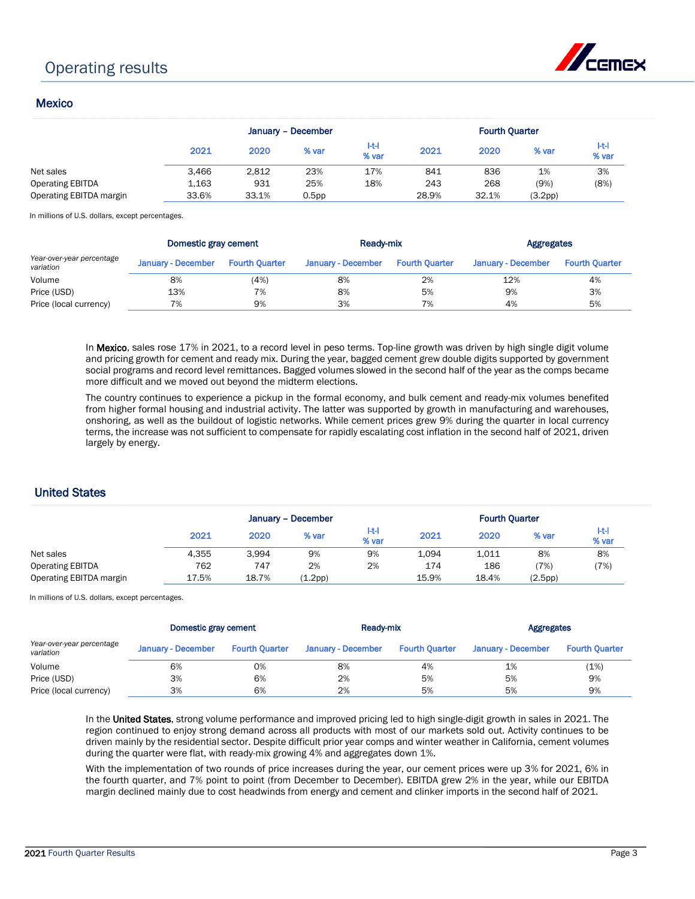# Operating results

## Mexico

| | January – December | | | | Fourth Quarter | | | |
|---|---|---|---|---|---|---|---|---|
| | 2021 | 2020 | % var | l-t-l % var | 2021 | 2020 | % var | l-t-l % var |
| Net sales | 3,466 | 2,812 | 23% | 17% | 841 | 836 | 1% | 3% |
| Operating EBITDA | 1,163 | 931 | 25% | 18% | 243 | 268 | (9%) | (8%) |
| Operating EBITDA margin | 33.6% | 33.1% | 0.5pp | | 28.9% | 32.1% | (3.2pp) | |

In millions of U.S. dollars, except percentages.

| | Domestic gray cement | | Ready-mix | | Aggregates | |
|---|---|---|---|---|---|---|
| *Year-over-year percentage variation* | January - December | Fourth Quarter | January - December | Fourth Quarter | January - December | Fourth Quarter |
| Volume | 8% | (4%) | 8% | 2% | 12% | 4% |
| Price (USD) | 13% | 7% | 8% | 5% | 9% | 3% |
| Price (local currency) | 7% | 9% | 3% | 7% | 4% | 5% |

In **Mexico**, sales rose 17% in 2021, to a record level in peso terms. Top-line growth was driven by high single digit volume and pricing growth for cement and ready mix. During the year, bagged cement grew double digits supported by government social programs and record level remittances. Bagged volumes slowed in the second half of the year as the comps became more difficult and we moved out beyond the midterm elections.

The country continues to experience a pickup in the formal economy, and bulk cement and ready-mix volumes benefited from higher formal housing and industrial activity. The latter was supported by growth in manufacturing and warehouses, onshoring, as well as the buildout of logistic networks. While cement prices grew 9% during the quarter in local currency terms, the increase was not sufficient to compensate for rapidly escalating cost inflation in the second half of 2021, driven largely by energy.

## United States

| | January – December | | | | Fourth Quarter | | | |
|---|---|---|---|---|---|---|---|---|
| | 2021 | 2020 | % var | l-t-l % var | 2021 | 2020 | % var | l-t-l % var |
| Net sales | 4,355 | 3,994 | 9% | 9% | 1,094 | 1,011 | 8% | 8% |
| Operating EBITDA | 762 | 747 | 2% | 2% | 174 | 186 | (7%) | (7%) |
| Operating EBITDA margin | 17.5% | 18.7% | (1.2pp) | | 15.9% | 18.4% | (2.5pp) | |

In millions of U.S. dollars, except percentages.

| | Domestic gray cement | | Ready-mix | | Aggregates | |
|---|---|---|---|---|---|---|
| *Year-over-year percentage variation* | January - December | Fourth Quarter | January - December | Fourth Quarter | January - December | Fourth Quarter |
| Volume | 6% | 0% | 8% | 4% | 1% | (1%) |
| Price (USD) | 3% | 6% | 2% | 5% | 5% | 9% |
| Price (local currency) | 3% | 6% | 2% | 5% | 5% | 9% |

In the **United States**, strong volume performance and improved pricing led to high single-digit growth in sales in 2021. The region continued to enjoy strong demand across all products with most of our markets sold out. Activity continues to be driven mainly by the residential sector. Despite difficult prior year comps and winter weather in California, cement volumes during the quarter were flat, with ready-mix growing 4% and aggregates down 1%.

With the implementation of two rounds of price increases during the year, our cement prices were up 3% for 2021, 6% in the fourth quarter, and 7% point to point (from December to December). EBITDA grew 2% in the year, while our EBITDA margin declined mainly due to cost headwinds from energy and cement and clinker imports in the second half of 2021.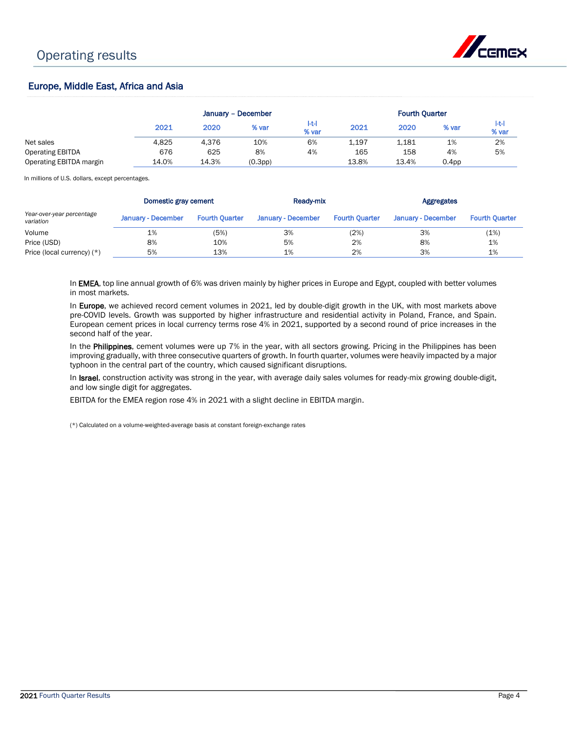# Operating results

## Europe, Middle East, Africa and Asia

| | January – December | | | | Fourth Quarter | | | |
|---|---|---|---|---|---|---|---|---|
| | 2021 | 2020 | % var | l-t-l % var | 2021 | 2020 | % var | l-t-l % var |
| Net sales | 4,825 | 4,376 | 10% | 6% | 1,197 | 1,181 | 1% | 2% |
| Operating EBITDA | 676 | 625 | 8% | 4% | 165 | 158 | 4% | 5% |
| Operating EBITDA margin | 14.0% | 14.3% | (0.3pp) | | 13.8% | 13.4% | 0.4pp | |

In millions of U.S. dollars, except percentages.

| | Domestic gray cement | | Ready-mix | | Aggregates | |
|---|---|---|---|---|---|---|
| *Year-over-year percentage variation* | January - December | Fourth Quarter | January - December | Fourth Quarter | January - December | Fourth Quarter |
| Volume | 1% | (5%) | 3% | (2%) | 3% | (1%) |
| Price (USD) | 8% | 10% | 5% | 2% | 8% | 1% |
| Price (local currency) (*) | 5% | 13% | 1% | 2% | 3% | 1% |

In **EMEA**, top line annual growth of 6% was driven mainly by higher prices in Europe and Egypt, coupled with better volumes in most markets.

In **Europe**, we achieved record cement volumes in 2021, led by double-digit growth in the UK, with most markets above pre-COVID levels. Growth was supported by higher infrastructure and residential activity in Poland, France, and Spain. European cement prices in local currency terms rose 4% in 2021, supported by a second round of price increases in the second half of the year.

In the **Philippines**, cement volumes were up 7% in the year, with all sectors growing. Pricing in the Philippines has been improving gradually, with three consecutive quarters of growth. In fourth quarter, volumes were heavily impacted by a major typhoon in the central part of the country, which caused significant disruptions.

In **Israel**, construction activity was strong in the year, with average daily sales volumes for ready-mix growing double-digit, and low single digit for aggregates.

EBITDA for the EMEA region rose 4% in 2021 with a slight decline in EBITDA margin.

(*) Calculated on a volume-weighted-average basis at constant foreign-exchange rates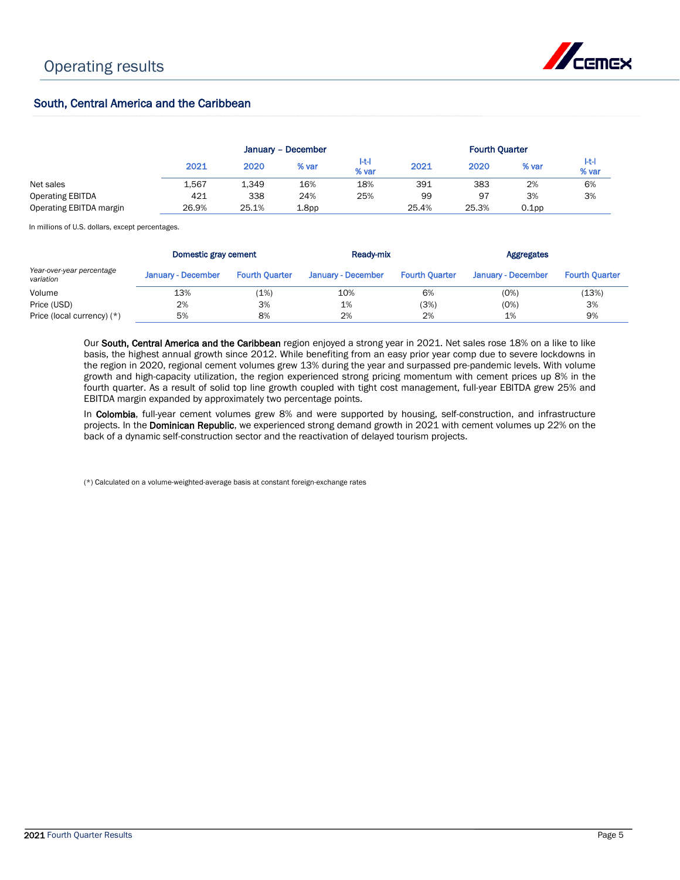# Operating results

## South, Central America and the Caribbean

| | January – December | | | | Fourth Quarter | | | |
|---|---|---|---|---|---|---|---|---|
| | 2021 | 2020 | % var | l-t-l % var | 2021 | 2020 | % var | l-t-l % var |
| Net sales | 1,567 | 1,349 | 16% | 18% | 391 | 383 | 2% | 6% |
| Operating EBITDA | 421 | 338 | 24% | 25% | 99 | 97 | 3% | 3% |
| Operating EBITDA margin | 26.9% | 25.1% | 1.8pp | | 25.4% | 25.3% | 0.1pp | |

In millions of U.S. dollars, except percentages.

| | Domestic gray cement | | Ready-mix | | Aggregates | |
|---|---|---|---|---|---|---|
| *Year-over-year percentage variation* | January - December | Fourth Quarter | January - December | Fourth Quarter | January - December | Fourth Quarter |
| Volume | 13% | (1%) | 10% | 6% | (0%) | (13%) |
| Price (USD) | 2% | 3% | 1% | (3%) | (0%) | 3% |
| Price (local currency) (*) | 5% | 8% | 2% | 2% | 1% | 9% |

Our **South, Central America and the Caribbean** region enjoyed a strong year in 2021. Net sales rose 18% on a like to like basis, the highest annual growth since 2012. While benefiting from an easy prior year comp due to severe lockdowns in the region in 2020, regional cement volumes grew 13% during the year and surpassed pre-pandemic levels. With volume growth and high-capacity utilization, the region experienced strong pricing momentum with cement prices up 8% in the fourth quarter. As a result of solid top line growth coupled with tight cost management, full-year EBITDA grew 25% and EBITDA margin expanded by approximately two percentage points.

In **Colombia**, full-year cement volumes grew 8% and were supported by housing, self-construction, and infrastructure projects. In the **Dominican Republic**, we experienced strong demand growth in 2021 with cement volumes up 22% on the back of a dynamic self-construction sector and the reactivation of delayed tourism projects.

(*) Calculated on a volume-weighted-average basis at constant foreign-exchange rates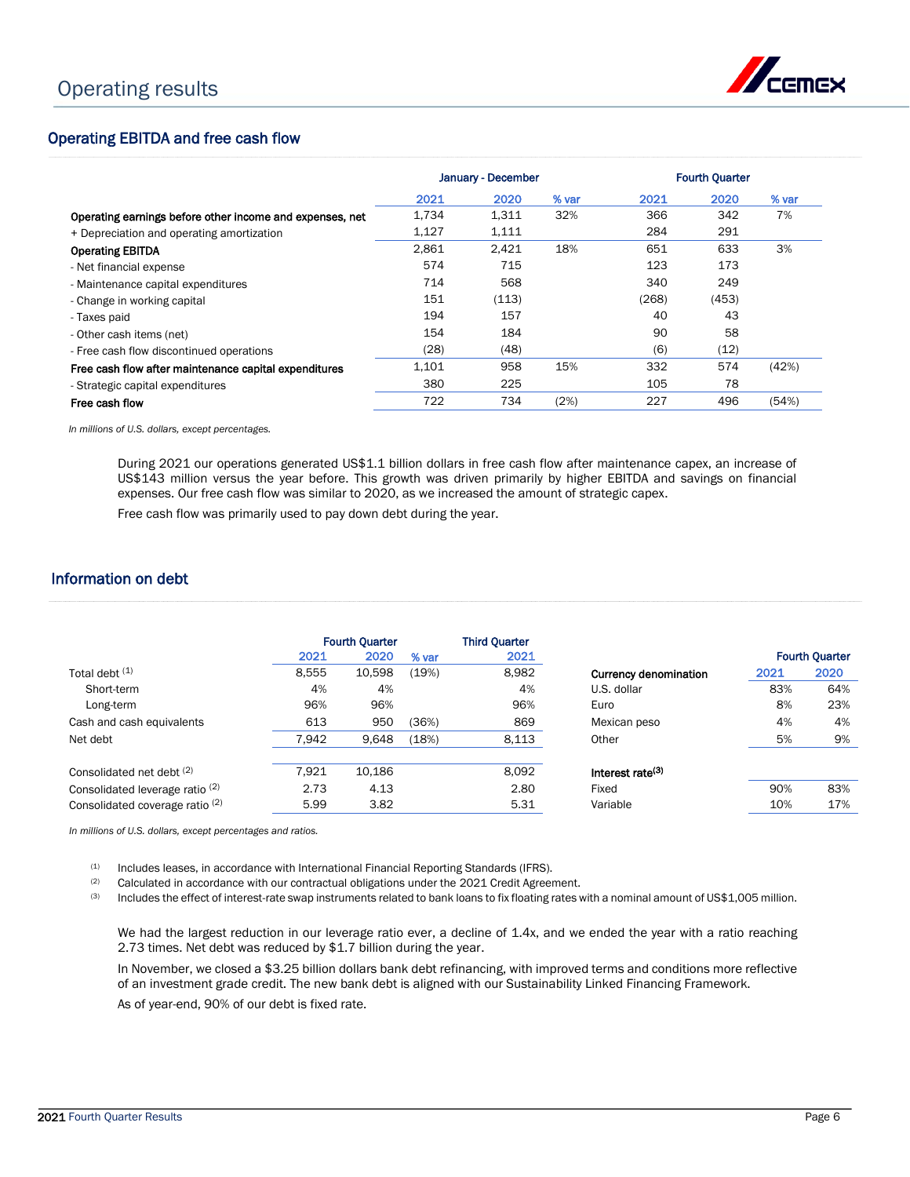# Operating results

## Operating EBITDA and free cash flow

| | January - December | | | Fourth Quarter | | |
|---|---|---|---|---|---|---|
| | 2021 | 2020 | % var | 2021 | 2020 | % var |
| **Operating earnings before other income and expenses, net** | 1,734 | 1,311 | 32% | 366 | 342 | 7% |
| + Depreciation and operating amortization | 1,127 | 1,111 | | 284 | 291 | |
| **Operating EBITDA** | 2,861 | 2,421 | 18% | 651 | 633 | 3% |
| - Net financial expense | 574 | 715 | | 123 | 173 | |
| - Maintenance capital expenditures | 714 | 568 | | 340 | 249 | |
| - Change in working capital | 151 | (113) | | (268) | (453) | |
| - Taxes paid | 194 | 157 | | 40 | 43 | |
| - Other cash items (net) | 154 | 184 | | 90 | 58 | |
| - Free cash flow discontinued operations | (28) | (48) | | (6) | (12) | |
| **Free cash flow after maintenance capital expenditures** | 1,101 | 958 | 15% | 332 | 574 | (42%) |
| - Strategic capital expenditures | 380 | 225 | | 105 | 78 | |
| **Free cash flow** | 722 | 734 | (2%) | 227 | 496 | (54%) |

*In millions of U.S. dollars, except percentages.*

During 2021 our operations generated US$1.1 billion dollars in free cash flow after maintenance capex, an increase of US$143 million versus the year before. This growth was driven primarily by higher EBITDA and savings on financial expenses. Our free cash flow was similar to 2020, as we increased the amount of strategic capex.

Free cash flow was primarily used to pay down debt during the year.

## Information on debt

| | Fourth Quarter | | | Third Quarter |
|---|---|---|---|---|
| | 2021 | 2020 | % var | 2021 |
| Total debt [1] | 8,555 | 10,598 | (19%) | 8,982 |
| Short-term | 4% | 4% | | 4% |
| Long-term | 96% | 96% | | 96% |
| Cash and cash equivalents | 613 | 950 | (36%) | 869 |
| Net debt | 7,942 | 9,648 | (18%) | 8,113 |
| | | | | |
| Consolidated net debt [2] | 7,921 | 10,186 | | 8,092 |
| Consolidated leverage ratio [2] | 2.73 | 4.13 | | 2.80 |
| Consolidated coverage ratio [2] | 5.99 | 3.82 | | 5.31 |

| | Fourth Quarter | |
|---|---|---|
| **Currency denomination** | 2021 | 2020 |
| U.S. dollar | 83% | 64% |
| Euro | 8% | 23% |
| Mexican peso | 4% | 4% |
| Other | 5% | 9% |
| **Interest rate[3]** | | |
| Fixed | 90% | 83% |
| Variable | 10% | 17% |

*In millions of U.S. dollars, except percentages and ratios.*

(1) Includes leases, in accordance with International Financial Reporting Standards (IFRS).
(2) Calculated in accordance with our contractual obligations under the 2021 Credit Agreement.
(3) Includes the effect of interest-rate swap instruments related to bank loans to fix floating rates with a nominal amount of US$1,005 million.

We had the largest reduction in our leverage ratio ever, a decline of 1.4x, and we ended the year with a ratio reaching 2.73 times. Net debt was reduced by $1.7 billion during the year.

In November, we closed a $3.25 billion dollars bank debt refinancing, with improved terms and conditions more reflective of an investment grade credit. The new bank debt is aligned with our Sustainability Linked Financing Framework.

As of year-end, 90% of our debt is fixed rate.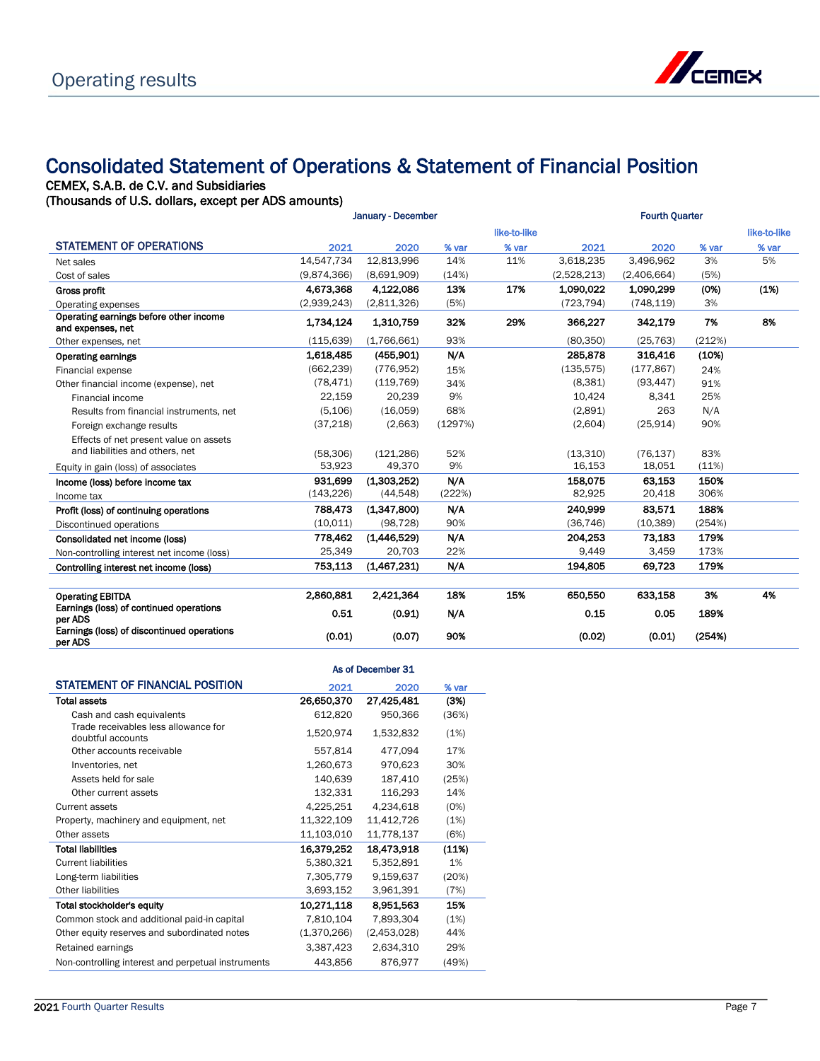# Consolidated Statement of Operations & Statement of Financial Position

**CEMEX, S.A.B. de C.V. and Subsidiaries**

**(Thousands of U.S. dollars, except per ADS amounts)**

| | January - December | | | | Fourth Quarter | | | |
|---|---|---|---|---|---|---|---|---|
| | | | | like-to-like | | | | like-to-like |
| **STATEMENT OF OPERATIONS** | 2021 | 2020 | % var | % var | 2021 | 2020 | % var | % var |
| Net sales | 14,547,734 | 12,813,996 | 14% | 11% | 3,618,235 | 3,496,962 | 3% | 5% |
| Cost of sales | (9,874,366) | (8,691,909) | (14%) | | (2,528,213) | (2,406,664) | (5%) | |
| **Gross profit** | **4,673,368** | **4,122,086** | **13%** | **17%** | **1,090,022** | **1,090,299** | **(0%)** | **(1%)** |
| Operating expenses | (2,939,243) | (2,811,326) | (5%) | | (723,794) | (748,119) | 3% | |
| **Operating earnings before other income and expenses, net** | **1,734,124** | **1,310,759** | **32%** | **29%** | **366,227** | **342,179** | **7%** | **8%** |
| Other expenses, net | (115,639) | (1,766,661) | 93% | | (80,350) | (25,763) | (212%) | |
| **Operating earnings** | **1,618,485** | **(455,901)** | **N/A** | | **285,878** | **316,416** | **(10%)** | |
| Financial expense | (662,239) | (776,952) | 15% | | (135,575) | (177,867) | 24% | |
| Other financial income (expense), net | (78,471) | (119,769) | 34% | | (8,381) | (93,447) | 91% | |
| Financial income | 22,159 | 20,239 | 9% | | 10,424 | 8,341 | 25% | |
| Results from financial instruments, net | (5,106) | (16,059) | 68% | | (2,891) | 263 | N/A | |
| Foreign exchange results | (37,218) | (2,663) | (1297%) | | (2,604) | (25,914) | 90% | |
| Effects of net present value on assets and liabilities and others, net | (58,306) | (121,286) | 52% | | (13,310) | (76,137) | 83% | |
| Equity in gain (loss) of associates | 53,923 | 49,370 | 9% | | 16,153 | 18,051 | (11%) | |
| **Income (loss) before income tax** | **931,699** | **(1,303,252)** | **N/A** | | **158,075** | **63,153** | **150%** | |
| Income tax | (143,226) | (44,548) | (222%) | | 82,925 | 20,418 | 306% | |
| **Profit (loss) of continuing operations** | **788,473** | **(1,347,800)** | **N/A** | | **240,999** | **83,571** | **188%** | |
| Discontinued operations | (10,011) | (98,728) | 90% | | (36,746) | (10,389) | (254%) | |
| **Consolidated net income (loss)** | **778,462** | **(1,446,529)** | **N/A** | | **204,253** | **73,183** | **179%** | |
| Non-controlling interest net income (loss) | 25,349 | 20,703 | 22% | | 9,449 | 3,459 | 173% | |
| **Controlling interest net income (loss)** | **753,113** | **(1,467,231)** | **N/A** | | **194,805** | **69,723** | **179%** | |
| | | | | | | | | |
| **Operating EBITDA** | **2,860,881** | **2,421,364** | **18%** | **15%** | **650,550** | **633,158** | **3%** | **4%** |
| **Earnings (loss) of continued operations per ADS** | **0.51** | **(0.91)** | **N/A** | | **0.15** | **0.05** | **189%** | |
| **Earnings (loss) of discontinued operations per ADS** | **(0.01)** | **(0.07)** | **90%** | | **(0.02)** | **(0.01)** | **(254%)** | |

| | As of December 31 | | |
|---|---|---|---|
| **STATEMENT OF FINANCIAL POSITION** | 2021 | 2020 | % var |
| **Total assets** | **26,650,370** | **27,425,481** | **(3%)** |
| Cash and cash equivalents | 612,820 | 950,366 | (36%) |
| Trade receivables less allowance for doubtful accounts | 1,520,974 | 1,532,832 | (1%) |
| Other accounts receivable | 557,814 | 477,094 | 17% |
| Inventories, net | 1,260,673 | 970,623 | 30% |
| Assets held for sale | 140,639 | 187,410 | (25%) |
| Other current assets | 132,331 | 116,293 | 14% |
| Current assets | 4,225,251 | 4,234,618 | (0%) |
| Property, machinery and equipment, net | 11,322,109 | 11,412,726 | (1%) |
| Other assets | 11,103,010 | 11,778,137 | (6%) |
| **Total liabilities** | **16,379,252** | **18,473,918** | **(11%)** |
| Current liabilities | 5,380,321 | 5,352,891 | 1% |
| Long-term liabilities | 7,305,779 | 9,159,637 | (20%) |
| Other liabilities | 3,693,152 | 3,961,391 | (7%) |
| **Total stockholder's equity** | **10,271,118** | **8,951,563** | **15%** |
| Common stock and additional paid-in capital | 7,810,104 | 7,893,304 | (1%) |
| Other equity reserves and subordinated notes | (1,370,266) | (2,453,028) | 44% |
| Retained earnings | 3,387,423 | 2,634,310 | 29% |
| Non-controlling interest and perpetual instruments | 443,856 | 876,977 | (49%) |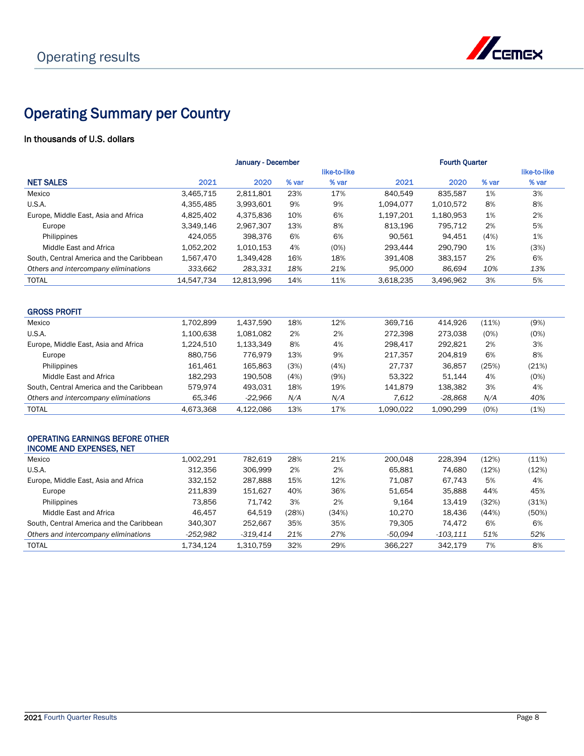# Operating results

## Operating Summary per Country

**In thousands of U.S. dollars**

| | January - December | | | | Fourth Quarter | | | |
|---|---|---|---|---|---|---|---|---|
| | | | | like-to-like | | | | like-to-like |
| **NET SALES** | 2021 | 2020 | % var | % var | 2021 | 2020 | % var | % var |
| Mexico | 3,465,715 | 2,811,801 | 23% | 17% | 840,549 | 835,587 | 1% | 3% |
| U.S.A. | 4,355,485 | 3,993,601 | 9% | 9% | 1,094,077 | 1,010,572 | 8% | 8% |
| Europe, Middle East, Asia and Africa | 4,825,402 | 4,375,836 | 10% | 6% | 1,197,201 | 1,180,953 | 1% | 2% |
| Europe | 3,349,146 | 2,967,307 | 13% | 8% | 813,196 | 795,712 | 2% | 5% |
| Philippines | 424,055 | 398,376 | 6% | 6% | 90,561 | 94,451 | (4%) | 1% |
| Middle East and Africa | 1,052,202 | 1,010,153 | 4% | (0%) | 293,444 | 290,790 | 1% | (3%) |
| South, Central America and the Caribbean | 1,567,470 | 1,349,428 | 16% | 18% | 391,408 | 383,157 | 2% | 6% |
| *Others and intercompany eliminations* | *333,662* | *283,331* | *18%* | *21%* | *95,000* | *86,694* | *10%* | *13%* |
| TOTAL | 14,547,734 | 12,813,996 | 14% | 11% | 3,618,235 | 3,496,962 | 3% | 5% |

| **GROSS PROFIT** | 2021 | 2020 | % var | like-to-like % var | 2021 | 2020 | % var | like-to-like % var |
|---|---|---|---|---|---|---|---|---|
| Mexico | 1,702,899 | 1,437,590 | 18% | 12% | 369,716 | 414,926 | (11%) | (9%) |
| U.S.A. | 1,100,638 | 1,081,082 | 2% | 2% | 272,398 | 273,038 | (0%) | (0%) |
| Europe, Middle East, Asia and Africa | 1,224,510 | 1,133,349 | 8% | 4% | 298,417 | 292,821 | 2% | 3% |
| Europe | 880,756 | 776,979 | 13% | 9% | 217,357 | 204,819 | 6% | 8% |
| Philippines | 161,461 | 165,863 | (3%) | (4%) | 27,737 | 36,857 | (25%) | (21%) |
| Middle East and Africa | 182,293 | 190,508 | (4%) | (9%) | 53,322 | 51,144 | 4% | (0%) |
| South, Central America and the Caribbean | 579,974 | 493,031 | 18% | 19% | 141,879 | 138,382 | 3% | 4% |
| *Others and intercompany eliminations* | *65,346* | *-22,966* | *N/A* | *N/A* | *7,612* | *-28,868* | *N/A* | *40%* |
| TOTAL | 4,673,368 | 4,122,086 | 13% | 17% | 1,090,022 | 1,090,299 | (0%) | (1%) |

| **OPERATING EARNINGS BEFORE OTHER INCOME AND EXPENSES, NET** | 2021 | 2020 | % var | like-to-like % var | 2021 | 2020 | % var | like-to-like % var |
|---|---|---|---|---|---|---|---|---|
| Mexico | 1,002,291 | 782,619 | 28% | 21% | 200,048 | 228,394 | (12%) | (11%) |
| U.S.A. | 312,356 | 306,999 | 2% | 2% | 65,881 | 74,680 | (12%) | (12%) |
| Europe, Middle East, Asia and Africa | 332,152 | 287,888 | 15% | 12% | 71,087 | 67,743 | 5% | 4% |
| Europe | 211,839 | 151,627 | 40% | 36% | 51,654 | 35,888 | 44% | 45% |
| Philippines | 73,856 | 71,742 | 3% | 2% | 9,164 | 13,419 | (32%) | (31%) |
| Middle East and Africa | 46,457 | 64,519 | (28%) | (34%) | 10,270 | 18,436 | (44%) | (50%) |
| South, Central America and the Caribbean | 340,307 | 252,667 | 35% | 35% | 79,305 | 74,472 | 6% | 6% |
| *Others and intercompany eliminations* | *-252,982* | *-319,414* | *21%* | *27%* | *-50,094* | *-103,111* | *51%* | *52%* |
| TOTAL | 1,734,124 | 1,310,759 | 32% | 29% | 366,227 | 342,179 | 7% | 8% |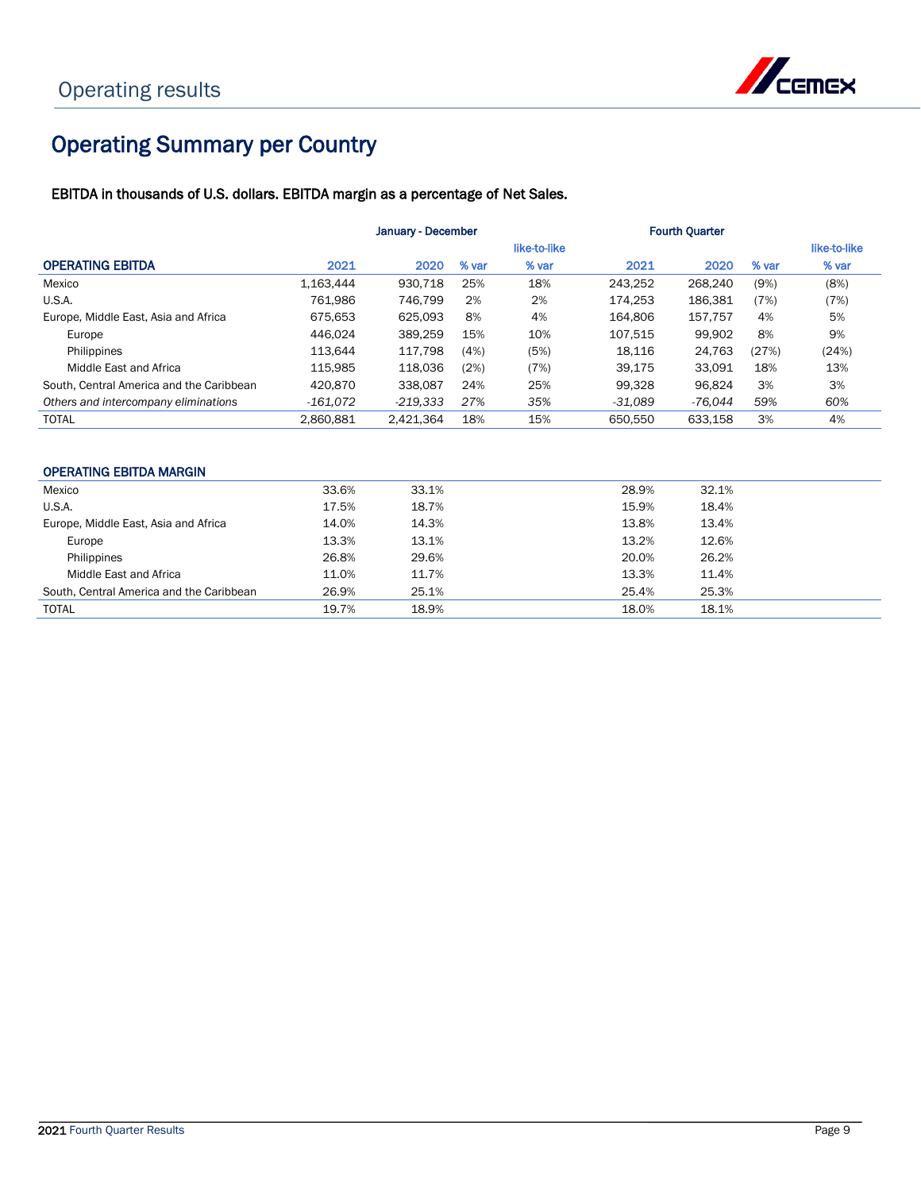# Operating results

## Operating Summary per Country

**EBITDA in thousands of U.S. dollars. EBITDA margin as a percentage of Net Sales.**

| | January - December | | | | Fourth Quarter | | | |
|---|---|---|---|---|---|---|---|---|
| | | | | like-to-like | | | | like-to-like |
| **OPERATING EBITDA** | 2021 | 2020 | % var | % var | 2021 | 2020 | % var | % var |
| Mexico | 1,163,444 | 930,718 | 25% | 18% | 243,252 | 268,240 | (9%) | (8%) |
| U.S.A. | 761,986 | 746,799 | 2% | 2% | 174,253 | 186,381 | (7%) | (7%) |
| Europe, Middle East, Asia and Africa | 675,653 | 625,093 | 8% | 4% | 164,806 | 157,757 | 4% | 5% |
| Europe | 446,024 | 389,259 | 15% | 10% | 107,515 | 99,902 | 8% | 9% |
| Philippines | 113,644 | 117,798 | (4%) | (5%) | 18,116 | 24,763 | (27%) | (24%) |
| Middle East and Africa | 115,985 | 118,036 | (2%) | (7%) | 39,175 | 33,091 | 18% | 13% |
| South, Central America and the Caribbean | 420,870 | 338,087 | 24% | 25% | 99,328 | 96,824 | 3% | 3% |
| *Others and intercompany eliminations* | *-161,072* | *-219,333* | *27%* | *35%* | *-31,089* | *-76,044* | *59%* | *60%* |
| TOTAL | 2,860,881 | 2,421,364 | 18% | 15% | 650,550 | 633,158 | 3% | 4% |

| **OPERATING EBITDA MARGIN** | January - December 2021 | January - December 2020 | Fourth Quarter 2021 | Fourth Quarter 2020 |
|---|---|---|---|---|
| Mexico | 33.6% | 33.1% | 28.9% | 32.1% |
| U.S.A. | 17.5% | 18.7% | 15.9% | 18.4% |
| Europe, Middle East, Asia and Africa | 14.0% | 14.3% | 13.8% | 13.4% |
| Europe | 13.3% | 13.1% | 13.2% | 12.6% |
| Philippines | 26.8% | 29.6% | 20.0% | 26.2% |
| Middle East and Africa | 11.0% | 11.7% | 13.3% | 11.4% |
| South, Central America and the Caribbean | 26.9% | 25.1% | 25.4% | 25.3% |
| TOTAL | 19.7% | 18.9% | 18.0% | 18.1% |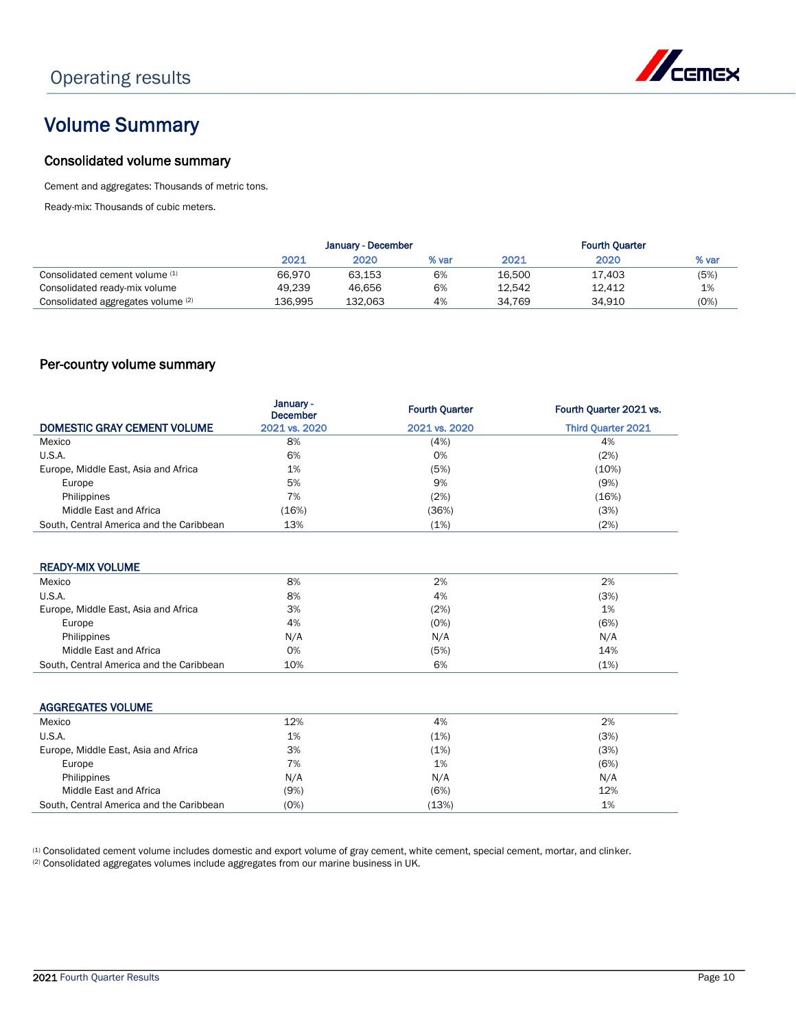# Operating results

## Volume Summary

### Consolidated volume summary

Cement and aggregates: Thousands of metric tons.

Ready-mix: Thousands of cubic meters.

| | January - December | | | Fourth Quarter | | |
|---|---|---|---|---|---|---|
| | 2021 | 2020 | % var | 2021 | 2020 | % var |
| Consolidated cement volume [1] | 66,970 | 63,153 | 6% | 16,500 | 17,403 | (5%) |
| Consolidated ready-mix volume | 49,239 | 46,656 | 6% | 12,542 | 12,412 | 1% |
| Consolidated aggregates volume [2] | 136,995 | 132,063 | 4% | 34,769 | 34,910 | (0%) |

### Per-country volume summary

| | January - December | Fourth Quarter | Fourth Quarter 2021 vs. |
|---|---|---|---|
| DOMESTIC GRAY CEMENT VOLUME | 2021 vs. 2020 | 2021 vs. 2020 | Third Quarter 2021 |
| Mexico | 8% | (4%) | 4% |
| U.S.A. | 6% | 0% | (2%) |
| Europe, Middle East, Asia and Africa | 1% | (5%) | (10%) |
| Europe | 5% | 9% | (9%) |
| Philippines | 7% | (2%) | (16%) |
| Middle East and Africa | (16%) | (36%) | (3%) |
| South, Central America and the Caribbean | 13% | (1%) | (2%) |

| READY-MIX VOLUME | | | |
|---|---|---|---|
| Mexico | 8% | 2% | 2% |
| U.S.A. | 8% | 4% | (3%) |
| Europe, Middle East, Asia and Africa | 3% | (2%) | 1% |
| Europe | 4% | (0%) | (6%) |
| Philippines | N/A | N/A | N/A |
| Middle East and Africa | 0% | (5%) | 14% |
| South, Central America and the Caribbean | 10% | 6% | (1%) |

| AGGREGATES VOLUME | | | |
|---|---|---|---|
| Mexico | 12% | 4% | 2% |
| U.S.A. | 1% | (1%) | (3%) |
| Europe, Middle East, Asia and Africa | 3% | (1%) | (3%) |
| Europe | 7% | 1% | (6%) |
| Philippines | N/A | N/A | N/A |
| Middle East and Africa | (9%) | (6%) | 12% |
| South, Central America and the Caribbean | (0%) | (13%) | 1% |

[1] Consolidated cement volume includes domestic and export volume of gray cement, white cement, special cement, mortar, and clinker.
[2] Consolidated aggregates volumes include aggregates from our marine business in UK.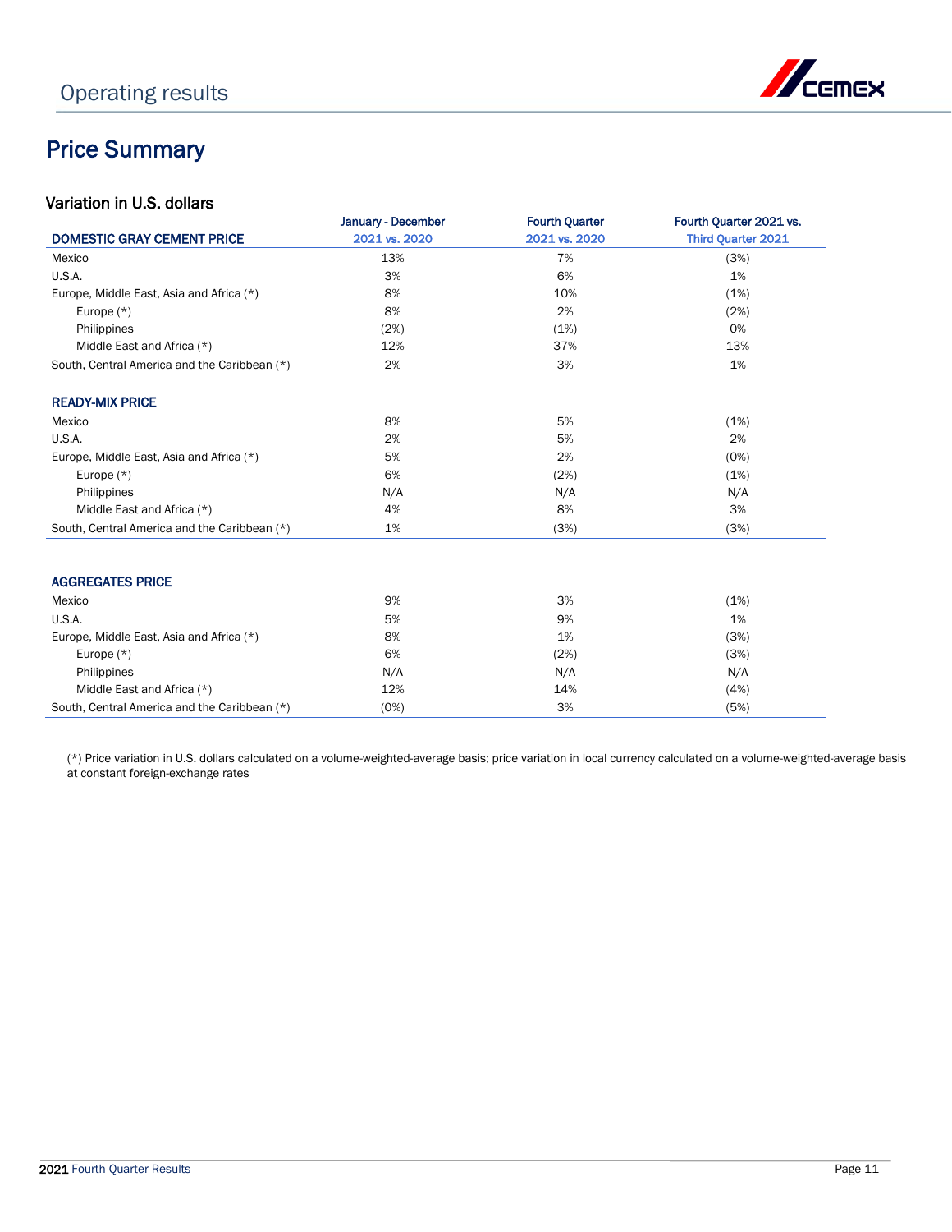# Operating results

## Price Summary

### Variation in U.S. dollars

| DOMESTIC GRAY CEMENT PRICE | January - December 2021 vs. 2020 | Fourth Quarter 2021 vs. 2020 | Fourth Quarter 2021 vs. Third Quarter 2021 |
|---|---|---|---|
| Mexico | 13% | 7% | (3%) |
| U.S.A. | 3% | 6% | 1% |
| Europe, Middle East, Asia and Africa (*) | 8% | 10% | (1%) |
| Europe (*) | 8% | 2% | (2%) |
| Philippines | (2%) | (1%) | 0% |
| Middle East and Africa (*) | 12% | 37% | 13% |
| South, Central America and the Caribbean (*) | 2% | 3% | 1% |

| READY-MIX PRICE | January - December 2021 vs. 2020 | Fourth Quarter 2021 vs. 2020 | Fourth Quarter 2021 vs. Third Quarter 2021 |
|---|---|---|---|
| Mexico | 8% | 5% | (1%) |
| U.S.A. | 2% | 5% | 2% |
| Europe, Middle East, Asia and Africa (*) | 5% | 2% | (0%) |
| Europe (*) | 6% | (2%) | (1%) |
| Philippines | N/A | N/A | N/A |
| Middle East and Africa (*) | 4% | 8% | 3% |
| South, Central America and the Caribbean (*) | 1% | (3%) | (3%) |

| AGGREGATES PRICE | January - December 2021 vs. 2020 | Fourth Quarter 2021 vs. 2020 | Fourth Quarter 2021 vs. Third Quarter 2021 |
|---|---|---|---|
| Mexico | 9% | 3% | (1%) |
| U.S.A. | 5% | 9% | 1% |
| Europe, Middle East, Asia and Africa (*) | 8% | 1% | (3%) |
| Europe (*) | 6% | (2%) | (3%) |
| Philippines | N/A | N/A | N/A |
| Middle East and Africa (*) | 12% | 14% | (4%) |
| South, Central America and the Caribbean (*) | (0%) | 3% | (5%) |

(*) Price variation in U.S. dollars calculated on a volume-weighted-average basis; price variation in local currency calculated on a volume-weighted-average basis at constant foreign-exchange rates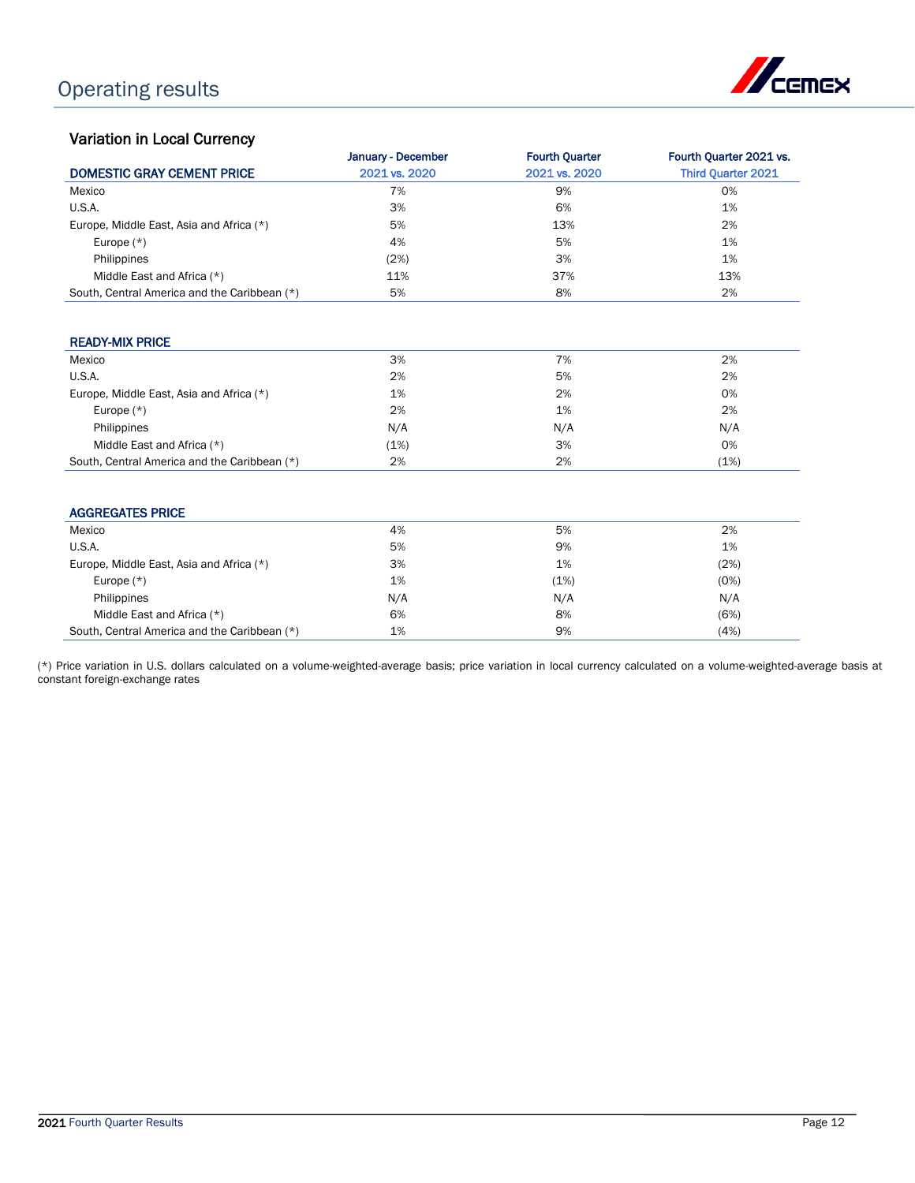# Operating results

## Variation in Local Currency

| DOMESTIC GRAY CEMENT PRICE | January - December 2021 vs. 2020 | Fourth Quarter 2021 vs. 2020 | Fourth Quarter 2021 vs. Third Quarter 2021 |
|---|---|---|---|
| Mexico | 7% | 9% | 0% |
| U.S.A. | 3% | 6% | 1% |
| Europe, Middle East, Asia and Africa (*) | 5% | 13% | 2% |
| Europe (*) | 4% | 5% | 1% |
| Philippines | (2%) | 3% | 1% |
| Middle East and Africa (*) | 11% | 37% | 13% |
| South, Central America and the Caribbean (*) | 5% | 8% | 2% |

| READY-MIX PRICE | January - December 2021 vs. 2020 | Fourth Quarter 2021 vs. 2020 | Fourth Quarter 2021 vs. Third Quarter 2021 |
|---|---|---|---|
| Mexico | 3% | 7% | 2% |
| U.S.A. | 2% | 5% | 2% |
| Europe, Middle East, Asia and Africa (*) | 1% | 2% | 0% |
| Europe (*) | 2% | 1% | 2% |
| Philippines | N/A | N/A | N/A |
| Middle East and Africa (*) | (1%) | 3% | 0% |
| South, Central America and the Caribbean (*) | 2% | 2% | (1%) |

| AGGREGATES PRICE | January - December 2021 vs. 2020 | Fourth Quarter 2021 vs. 2020 | Fourth Quarter 2021 vs. Third Quarter 2021 |
|---|---|---|---|
| Mexico | 4% | 5% | 2% |
| U.S.A. | 5% | 9% | 1% |
| Europe, Middle East, Asia and Africa (*) | 3% | 1% | (2%) |
| Europe (*) | 1% | (1%) | (0%) |
| Philippines | N/A | N/A | N/A |
| Middle East and Africa (*) | 6% | 8% | (6%) |
| South, Central America and the Caribbean (*) | 1% | 9% | (4%) |

(*) Price variation in U.S. dollars calculated on a volume-weighted-average basis; price variation in local currency calculated on a volume-weighted-average basis at constant foreign-exchange rates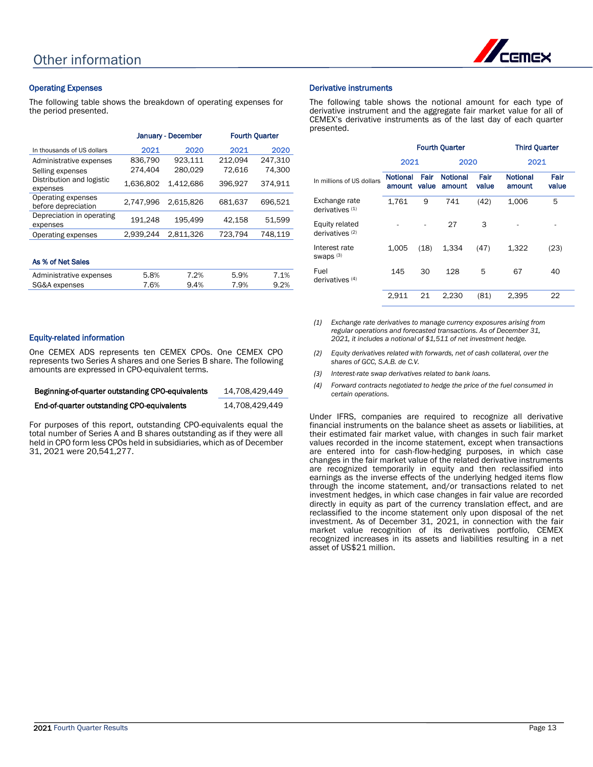# Other information

## Operating Expenses

The following table shows the breakdown of operating expenses for the period presented.

| In thousands of US dollars | January - December | | Fourth Quarter | |
|---|---|---|---|---|
| | 2021 | 2020 | 2021 | 2020 |
| Administrative expenses | 836,790 | 923,111 | 212,094 | 247,310 |
| Selling expenses | 274,404 | 280,029 | 72,616 | 74,300 |
| Distribution and logistic expenses | 1,636,802 | 1,412,686 | 396,927 | 374,911 |
| Operating expenses before depreciation | 2,747,996 | 2,615,826 | 681,637 | 696,521 |
| Depreciation in operating expenses | 191,248 | 195,499 | 42,158 | 51,599 |
| Operating expenses | 2,939,244 | 2,811,326 | 723,794 | 748,119 |

| As % of Net Sales | | | | |
|---|---|---|---|---|
| Administrative expenses | 5.8% | 7.2% | 5.9% | 7.1% |
| SG&A expenses | 7.6% | 9.4% | 7.9% | 9.2% |

## Equity-related information

One CEMEX ADS represents ten CEMEX CPOs. One CEMEX CPO represents two Series A shares and one Series B share. The following amounts are expressed in CPO-equivalent terms.

| | |
|---|---|
| **Beginning-of-quarter outstanding CPO-equivalents** | 14,708,429,449 |
| **End-of-quarter outstanding CPO-equivalents** | 14,708,429,449 |

For purposes of this report, outstanding CPO-equivalents equal the total number of Series A and B shares outstanding as if they were all held in CPO form less CPOs held in subsidiaries, which as of December 31, 2021 were 20,541,277.

## Derivative instruments

The following table shows the notional amount for each type of derivative instrument and the aggregate fair market value for all of CEMEX's derivative instruments as of the last day of each quarter presented.

| In millions of US dollars | Fourth Quarter | | | | Third Quarter | |
|---|---|---|---|---|---|---|
| | 2021 | | 2020 | | 2021 | |
| | Notional amount | Fair value | Notional amount | Fair value | Notional amount | Fair value |
| Exchange rate derivatives [1] | 1,761 | 9 | 741 | (42) | 1,006 | 5 |
| Equity related derivatives [2] | - | - | 27 | 3 | - | - |
| Interest rate swaps [3] | 1,005 | (18) | 1,334 | (47) | 1,322 | (23) |
| Fuel derivatives [4] | 145 | 30 | 128 | 5 | 67 | 40 |
| | 2,911 | 21 | 2,230 | (81) | 2,395 | 22 |

*(1) Exchange rate derivatives to manage currency exposures arising from regular operations and forecasted transactions. As of December 31, 2021, it includes a notional of $1,511 of net investment hedge.*

*(2) Equity derivatives related with forwards, net of cash collateral, over the shares of GCC, S.A.B. de C.V.*

*(3) Interest-rate swap derivatives related to bank loans.*

*(4) Forward contracts negotiated to hedge the price of the fuel consumed in certain operations.*

Under IFRS, companies are required to recognize all derivative financial instruments on the balance sheet as assets or liabilities, at their estimated fair market value, with changes in such fair market values recorded in the income statement, except when transactions are entered into for cash-flow-hedging purposes, in which case changes in the fair market value of the related derivative instruments are recognized temporarily in equity and then reclassified into earnings as the inverse effects of the underlying hedged items flow through the income statement, and/or transactions related to net investment hedges, in which case changes in fair value are recorded directly in equity as part of the currency translation effect, and are reclassified to the income statement only upon disposal of the net investment. As of December 31, 2021, in connection with the fair market value recognition of its derivatives portfolio, CEMEX recognized increases in its assets and liabilities resulting in a net asset of US$21 million.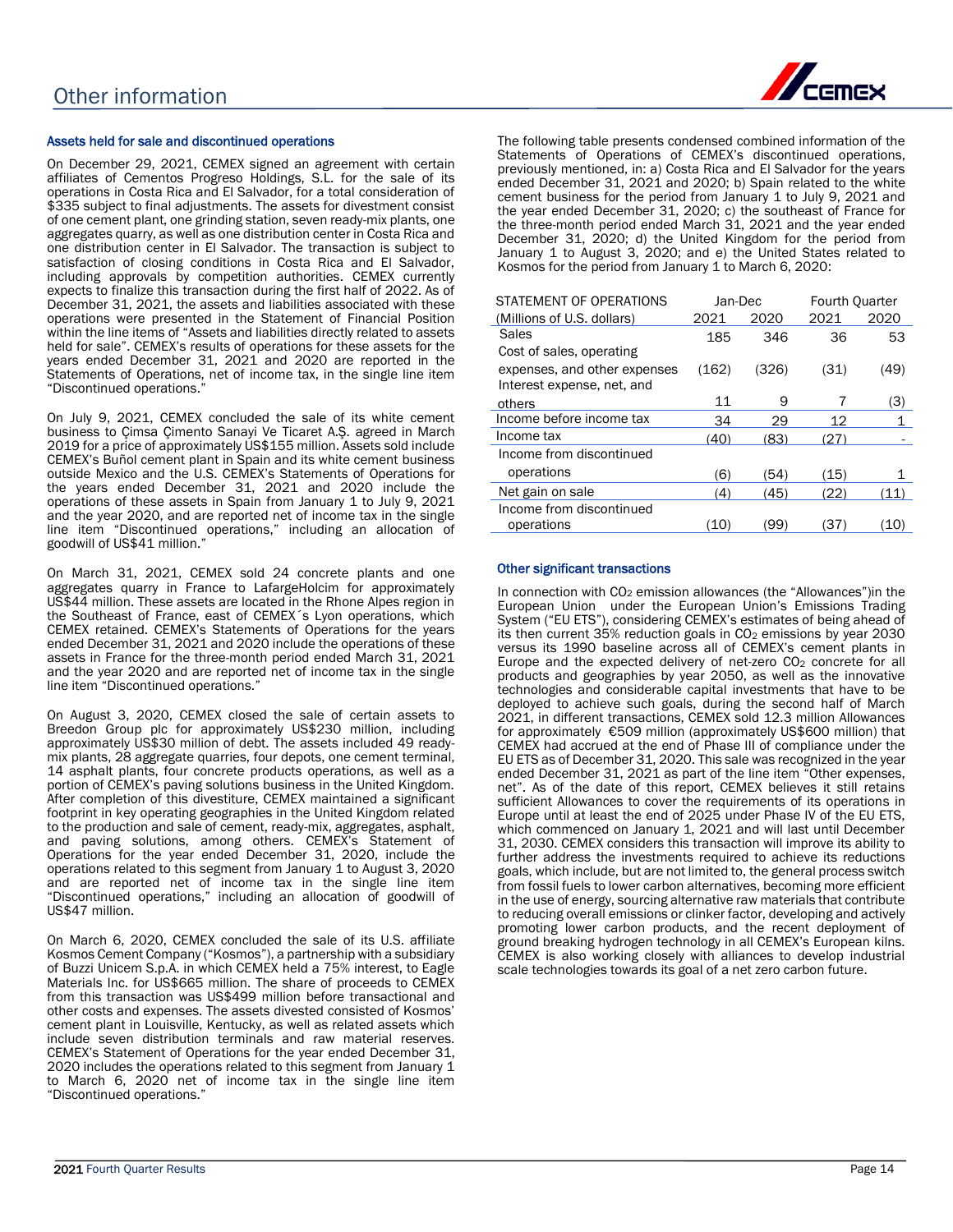# Other information

### Assets held for sale and discontinued operations

On December 29, 2021, CEMEX signed an agreement with certain affiliates of Cementos Progreso Holdings, S.L. for the sale of its operations in Costa Rica and El Salvador, for a total consideration of $335 subject to final adjustments. The assets for divestment consist of one cement plant, one grinding station, seven ready-mix plants, one aggregates quarry, as well as one distribution center in Costa Rica and one distribution center in El Salvador. The transaction is subject to satisfaction of closing conditions in Costa Rica and El Salvador, including approvals by competition authorities. CEMEX currently expects to finalize this transaction during the first half of 2022. As of December 31, 2021, the assets and liabilities associated with these operations were presented in the Statement of Financial Position within the line items of "Assets and liabilities directly related to assets held for sale". CEMEX's results of operations for these assets for the years ended December 31, 2021 and 2020 are reported in the Statements of Operations, net of income tax, in the single line item "Discontinued operations."

On July 9, 2021, CEMEX concluded the sale of its white cement business to Çimsa Çimento Sanayi Ve Ticaret A.Ş. agreed in March 2019 for a price of approximately US$155 million. Assets sold include CEMEX's Buñol cement plant in Spain and its white cement business outside Mexico and the U.S. CEMEX's Statements of Operations for the years ended December 31, 2021 and 2020 include the operations of these assets in Spain from January 1 to July 9, 2021 and the year 2020, and are reported net of income tax in the single line item "Discontinued operations," including an allocation of goodwill of US$41 million."

On March 31, 2021, CEMEX sold 24 concrete plants and one aggregates quarry in France to LafargeHolcim for approximately US$44 million. These assets are located in the Rhone Alpes region in the Southeast of France, east of CEMEX´s Lyon operations, which CEMEX retained. CEMEX's Statements of Operations for the years ended December 31, 2021 and 2020 include the operations of these assets in France for the three-month period ended March 31, 2021 and the year 2020 and are reported net of income tax in the single line item "Discontinued operations."

On August 3, 2020, CEMEX closed the sale of certain assets to Breedon Group plc for approximately US$230 million, including approximately US$30 million of debt. The assets included 49 ready-mix plants, 28 aggregate quarries, four depots, one cement terminal, 14 asphalt plants, four concrete products operations, as well as a portion of CEMEX's paving solutions business in the United Kingdom. After completion of this divestiture, CEMEX maintained a significant footprint in key operating geographies in the United Kingdom related to the production and sale of cement, ready-mix, aggregates, asphalt, and paving solutions, among others. CEMEX's Statement of Operations for the year ended December 31, 2020, include the operations related to this segment from January 1 to August 3, 2020 and are reported net of income tax in the single line item "Discontinued operations," including an allocation of goodwill of US$47 million.

On March 6, 2020, CEMEX concluded the sale of its U.S. affiliate Kosmos Cement Company ("Kosmos"), a partnership with a subsidiary of Buzzi Unicem S.p.A. in which CEMEX held a 75% interest, to Eagle Materials Inc. for US$665 million. The share of proceeds to CEMEX from this transaction was US$499 million before transactional and other costs and expenses. The assets divested consisted of Kosmos' cement plant in Louisville, Kentucky, as well as related assets which include seven distribution terminals and raw material reserves. CEMEX's Statement of Operations for the year ended December 31, 2020 includes the operations related to this segment from January 1 to March 6, 2020 net of income tax in the single line item "Discontinued operations."

The following table presents condensed combined information of the Statements of Operations of CEMEX's discontinued operations, previously mentioned, in: a) Costa Rica and El Salvador for the years ended December 31, 2021 and 2020; b) Spain related to the white cement business for the period from January 1 to July 9, 2021 and the year ended December 31, 2020; c) the southeast of France for the three-month period ended March 31, 2021 and the year ended December 31, 2020; d) the United Kingdom for the period from January 1 to August 3, 2020; and e) the United States related to Kosmos for the period from January 1 to March 6, 2020:

| STATEMENT OF OPERATIONS | Jan-Dec | | Fourth Quarter | |
|---|---|---|---|---|
| (Millions of U.S. dollars) | 2021 | 2020 | 2021 | 2020 |
| Sales | 185 | 346 | 36 | 53 |
| Cost of sales, operating expenses, and other expenses | (162) | (326) | (31) | (49) |
| Interest expense, net, and others | 11 | 9 | 7 | (3) |
| Income before income tax | 34 | 29 | 12 | 1 |
| Income tax | (40) | (83) | (27) | - |
| Income from discontinued operations | (6) | (54) | (15) | 1 |
| Net gain on sale | (4) | (45) | (22) | (11) |
| Income from discontinued operations | (10) | (99) | (37) | (10) |

### Other significant transactions

In connection with $CO_2$ emission allowances (the "Allowances")in the European Union under the European Union's Emissions Trading System ("EU ETS"), considering CEMEX's estimates of being ahead of its then current 35% reduction goals in $CO_2$ emissions by year 2030 versus its 1990 baseline across all of CEMEX's cement plants in Europe and the expected delivery of net-zero $CO_2$ concrete for all products and geographies by year 2050, as well as the innovative technologies and considerable capital investments that have to be deployed to achieve such goals, during the second half of March 2021, in different transactions, CEMEX sold 12.3 million Allowances for approximately €509 million (approximately US$600 million) that CEMEX had accrued at the end of Phase III of compliance under the EU ETS as of December 31, 2020. This sale was recognized in the year ended December 31, 2021 as part of the line item "Other expenses, net". As of the date of this report, CEMEX believes it still retains sufficient Allowances to cover the requirements of its operations in Europe until at least the end of 2025 under Phase IV of the EU ETS, which commenced on January 1, 2021 and will last until December 31, 2030. CEMEX considers this transaction will improve its ability to further address the investments required to achieve its reductions goals, which include, but are not limited to, the general process switch from fossil fuels to lower carbon alternatives, becoming more efficient in the use of energy, sourcing alternative raw materials that contribute to reducing overall emissions or clinker factor, developing and actively promoting lower carbon products, and the recent deployment of ground breaking hydrogen technology in all CEMEX's European kilns. CEMEX is also working closely with alliances to develop industrial scale technologies towards its goal of a net zero carbon future.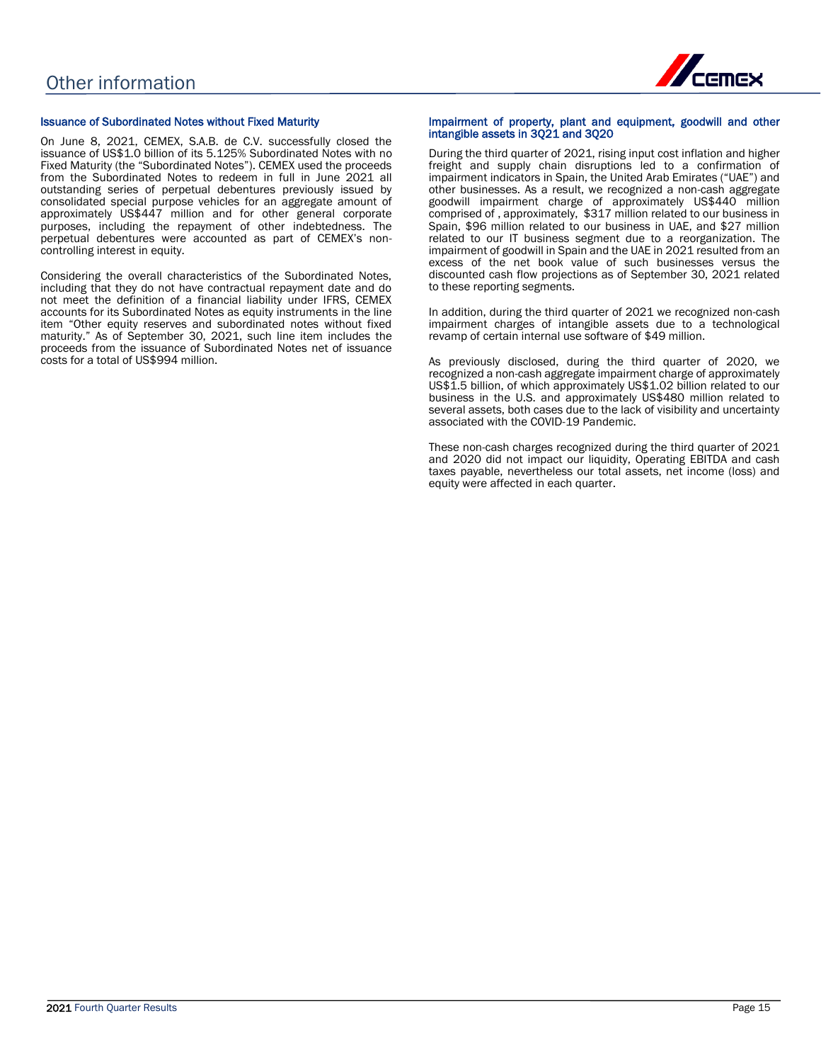# Other information

### Issuance of Subordinated Notes without Fixed Maturity

On June 8, 2021, CEMEX, S.A.B. de C.V. successfully closed the issuance of US$1.0 billion of its 5.125% Subordinated Notes with no Fixed Maturity (the "Subordinated Notes"). CEMEX used the proceeds from the Subordinated Notes to redeem in full in June 2021 all outstanding series of perpetual debentures previously issued by consolidated special purpose vehicles for an aggregate amount of approximately US$447 million and for other general corporate purposes, including the repayment of other indebtedness. The perpetual debentures were accounted as part of CEMEX's non-controlling interest in equity.

Considering the overall characteristics of the Subordinated Notes, including that they do not have contractual repayment date and do not meet the definition of a financial liability under IFRS, CEMEX accounts for its Subordinated Notes as equity instruments in the line item "Other equity reserves and subordinated notes without fixed maturity." As of September 30, 2021, such line item includes the proceeds from the issuance of Subordinated Notes net of issuance costs for a total of US$994 million.

### Impairment of property, plant and equipment, goodwill and other intangible assets in 3Q21 and 3Q20

During the third quarter of 2021, rising input cost inflation and higher freight and supply chain disruptions led to a confirmation of impairment indicators in Spain, the United Arab Emirates ("UAE") and other businesses. As a result, we recognized a non-cash aggregate goodwill impairment charge of approximately US$440 million comprised of , approximately, $317 million related to our business in Spain, $96 million related to our business in UAE, and $27 million related to our IT business segment due to a reorganization. The impairment of goodwill in Spain and the UAE in 2021 resulted from an excess of the net book value of such businesses versus the discounted cash flow projections as of September 30, 2021 related to these reporting segments.

In addition, during the third quarter of 2021 we recognized non-cash impairment charges of intangible assets due to a technological revamp of certain internal use software of $49 million.

As previously disclosed, during the third quarter of 2020, we recognized a non-cash aggregate impairment charge of approximately US$1.5 billion, of which approximately US$1.02 billion related to our business in the U.S. and approximately US$480 million related to several assets, both cases due to the lack of visibility and uncertainty associated with the COVID-19 Pandemic.

These non-cash charges recognized during the third quarter of 2021 and 2020 did not impact our liquidity, Operating EBITDA and cash taxes payable, nevertheless our total assets, net income (loss) and equity were affected in each quarter.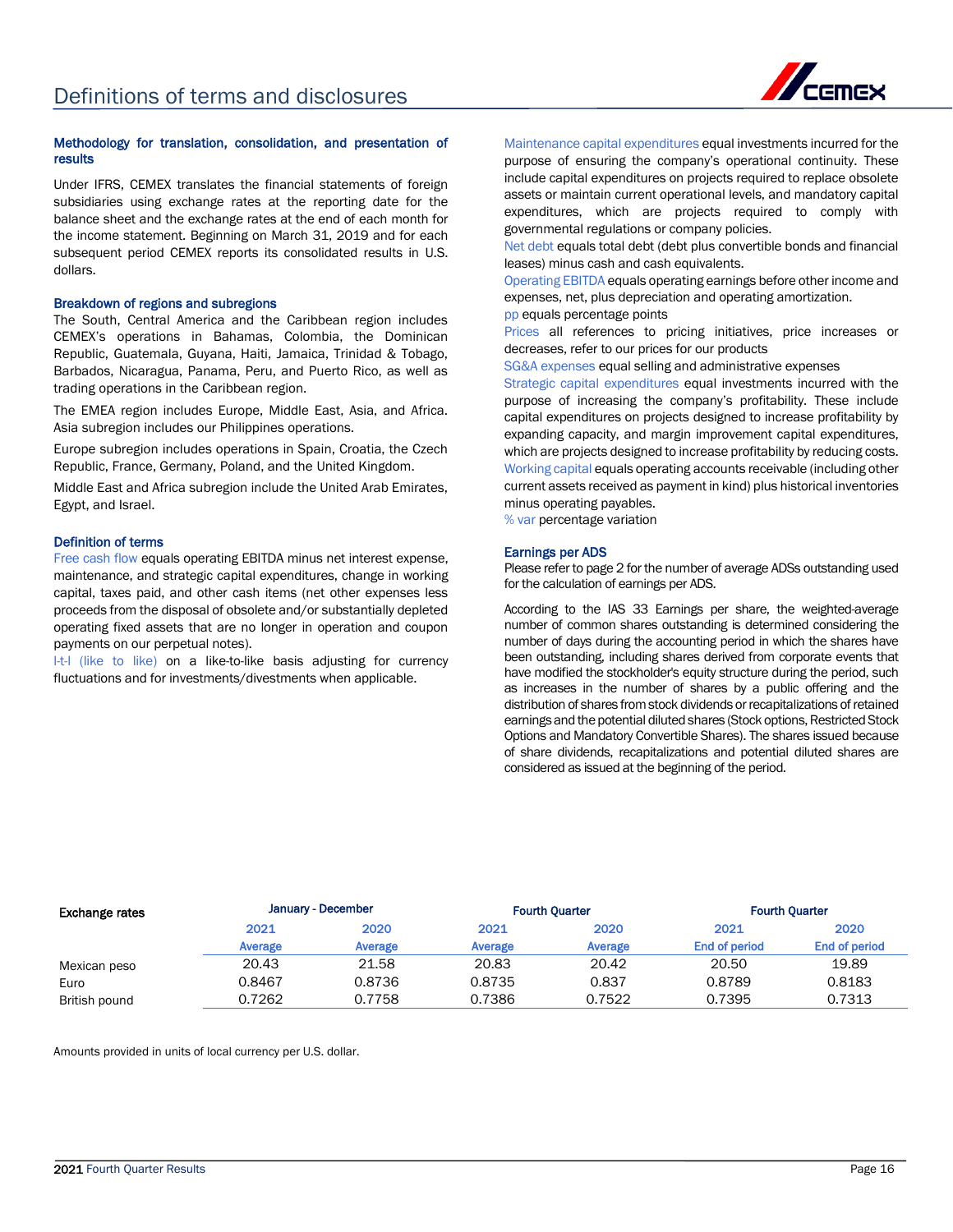# Definitions of terms and disclosures

### Methodology for translation, consolidation, and presentation of results

Under IFRS, CEMEX translates the financial statements of foreign subsidiaries using exchange rates at the reporting date for the balance sheet and the exchange rates at the end of each month for the income statement. Beginning on March 31, 2019 and for each subsequent period CEMEX reports its consolidated results in U.S. dollars.

### Breakdown of regions and subregions

The South, Central America and the Caribbean region includes CEMEX's operations in Bahamas, Colombia, the Dominican Republic, Guatemala, Guyana, Haiti, Jamaica, Trinidad & Tobago, Barbados, Nicaragua, Panama, Peru, and Puerto Rico, as well as trading operations in the Caribbean region.

The EMEA region includes Europe, Middle East, Asia, and Africa. Asia subregion includes our Philippines operations.

Europe subregion includes operations in Spain, Croatia, the Czech Republic, France, Germany, Poland, and the United Kingdom.

Middle East and Africa subregion include the United Arab Emirates, Egypt, and Israel.

### Definition of terms

Free cash flow equals operating EBITDA minus net interest expense, maintenance, and strategic capital expenditures, change in working capital, taxes paid, and other cash items (net other expenses less proceeds from the disposal of obsolete and/or substantially depleted operating fixed assets that are no longer in operation and coupon payments on our perpetual notes).

l-t-l (like to like) on a like-to-like basis adjusting for currency fluctuations and for investments/divestments when applicable.

Maintenance capital expenditures equal investments incurred for the purpose of ensuring the company's operational continuity. These include capital expenditures on projects required to replace obsolete assets or maintain current operational levels, and mandatory capital expenditures, which are projects required to comply with governmental regulations or company policies.

Net debt equals total debt (debt plus convertible bonds and financial leases) minus cash and cash equivalents.

Operating EBITDA equals operating earnings before other income and expenses, net, plus depreciation and operating amortization.

pp equals percentage points

Prices all references to pricing initiatives, price increases or decreases, refer to our prices for our products

SG&A expenses equal selling and administrative expenses

Strategic capital expenditures equal investments incurred with the purpose of increasing the company's profitability. These include capital expenditures on projects designed to increase profitability by expanding capacity, and margin improvement capital expenditures, which are projects designed to increase profitability by reducing costs.

Working capital equals operating accounts receivable (including other current assets received as payment in kind) plus historical inventories minus operating payables.

% var percentage variation

### Earnings per ADS

Please refer to page 2 for the number of average ADSs outstanding used for the calculation of earnings per ADS.

According to the IAS 33 Earnings per share, the weighted-average number of common shares outstanding is determined considering the number of days during the accounting period in which the shares have been outstanding, including shares derived from corporate events that have modified the stockholder's equity structure during the period, such as increases in the number of shares by a public offering and the distribution of shares from stock dividends or recapitalizations of retained earnings and the potential diluted shares (Stock options, Restricted Stock Options and Mandatory Convertible Shares). The shares issued because of share dividends, recapitalizations and potential diluted shares are considered as issued at the beginning of the period.

| Exchange rates | January - December | | Fourth Quarter | | Fourth Quarter | |
|---|---|---|---|---|---|---|
| | 2021 | 2020 | 2021 | 2020 | 2021 | 2020 |
| | Average | Average | Average | Average | End of period | End of period |
| Mexican peso | 20.43 | 21.58 | 20.83 | 20.42 | 20.50 | 19.89 |
| Euro | 0.8467 | 0.8736 | 0.8735 | 0.837 | 0.8789 | 0.8183 |
| British pound | 0.7262 | 0.7758 | 0.7386 | 0.7522 | 0.7395 | 0.7313 |

Amounts provided in units of local currency per U.S. dollar.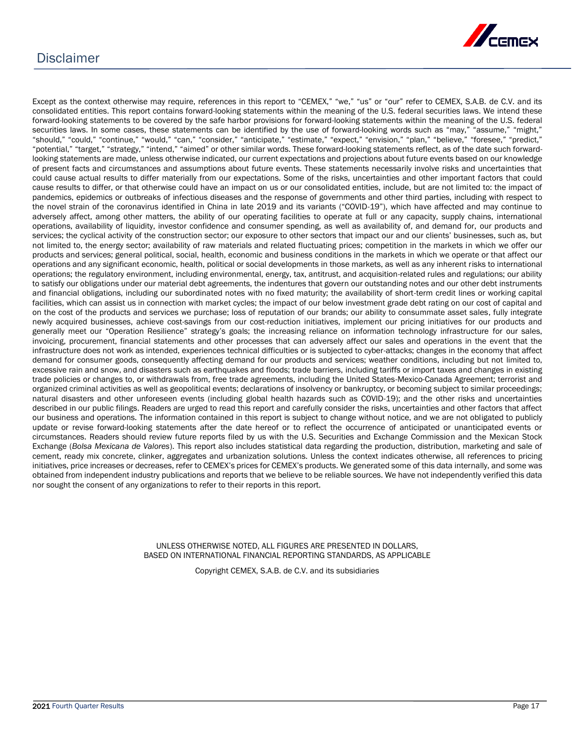# Disclaimer

Except as the context otherwise may require, references in this report to "CEMEX," "we," "us" or "our" refer to CEMEX, S.A.B. de C.V. and its consolidated entities. This report contains forward-looking statements within the meaning of the U.S. federal securities laws. We intend these forward-looking statements to be covered by the safe harbor provisions for forward-looking statements within the meaning of the U.S. federal securities laws. In some cases, these statements can be identified by the use of forward-looking words such as "may," "assume," "might," "should," "could," "continue," "would," "can," "consider," "anticipate," "estimate," "expect," "envision," "plan," "believe," "foresee," "predict," "potential," "target," "strategy," "intend," "aimed" or other similar words. These forward-looking statements reflect, as of the date such forward-looking statements are made, unless otherwise indicated, our current expectations and projections about future events based on our knowledge of present facts and circumstances and assumptions about future events. These statements necessarily involve risks and uncertainties that could cause actual results to differ materially from our expectations. Some of the risks, uncertainties and other important factors that could cause results to differ, or that otherwise could have an impact on us or our consolidated entities, include, but are not limited to: the impact of pandemics, epidemics or outbreaks of infectious diseases and the response of governments and other third parties, including with respect to the novel strain of the coronavirus identified in China in late 2019 and its variants ("COVID-19"), which have affected and may continue to adversely affect, among other matters, the ability of our operating facilities to operate at full or any capacity, supply chains, international operations, availability of liquidity, investor confidence and consumer spending, as well as availability of, and demand for, our products and services; the cyclical activity of the construction sector; our exposure to other sectors that impact our and our clients' businesses, such as, but not limited to, the energy sector; availability of raw materials and related fluctuating prices; competition in the markets in which we offer our products and services; general political, social, health, economic and business conditions in the markets in which we operate or that affect our operations and any significant economic, health, political or social developments in those markets, as well as any inherent risks to international operations; the regulatory environment, including environmental, energy, tax, antitrust, and acquisition-related rules and regulations; our ability to satisfy our obligations under our material debt agreements, the indentures that govern our outstanding notes and our other debt instruments and financial obligations, including our subordinated notes with no fixed maturity; the availability of short-term credit lines or working capital facilities, which can assist us in connection with market cycles; the impact of our below investment grade debt rating on our cost of capital and on the cost of the products and services we purchase; loss of reputation of our brands; our ability to consummate asset sales, fully integrate newly acquired businesses, achieve cost-savings from our cost-reduction initiatives, implement our pricing initiatives for our products and generally meet our "Operation Resilience" strategy's goals; the increasing reliance on information technology infrastructure for our sales, invoicing, procurement, financial statements and other processes that can adversely affect our sales and operations in the event that the infrastructure does not work as intended, experiences technical difficulties or is subjected to cyber-attacks; changes in the economy that affect demand for consumer goods, consequently affecting demand for our products and services; weather conditions, including but not limited to, excessive rain and snow, and disasters such as earthquakes and floods; trade barriers, including tariffs or import taxes and changes in existing trade policies or changes to, or withdrawals from, free trade agreements, including the United States-Mexico-Canada Agreement; terrorist and organized criminal activities as well as geopolitical events; declarations of insolvency or bankruptcy, or becoming subject to similar proceedings; natural disasters and other unforeseen events (including global health hazards such as COVID-19); and the other risks and uncertainties described in our public filings. Readers are urged to read this report and carefully consider the risks, uncertainties and other factors that affect our business and operations. The information contained in this report is subject to change without notice, and we are not obligated to publicly update or revise forward-looking statements after the date hereof or to reflect the occurrence of anticipated or unanticipated events or circumstances. Readers should review future reports filed by us with the U.S. Securities and Exchange Commission and the Mexican Stock Exchange (*Bolsa Mexicana de Valores*). This report also includes statistical data regarding the production, distribution, marketing and sale of cement, ready mix concrete, clinker, aggregates and urbanization solutions. Unless the context indicates otherwise, all references to pricing initiatives, price increases or decreases, refer to CEMEX's prices for CEMEX's products. We generated some of this data internally, and some was obtained from independent industry publications and reports that we believe to be reliable sources. We have not independently verified this data nor sought the consent of any organizations to refer to their reports in this report.

UNLESS OTHERWISE NOTED, ALL FIGURES ARE PRESENTED IN DOLLARS,
BASED ON INTERNATIONAL FINANCIAL REPORTING STANDARDS, AS APPLICABLE

Copyright CEMEX, S.A.B. de C.V. and its subsidiaries